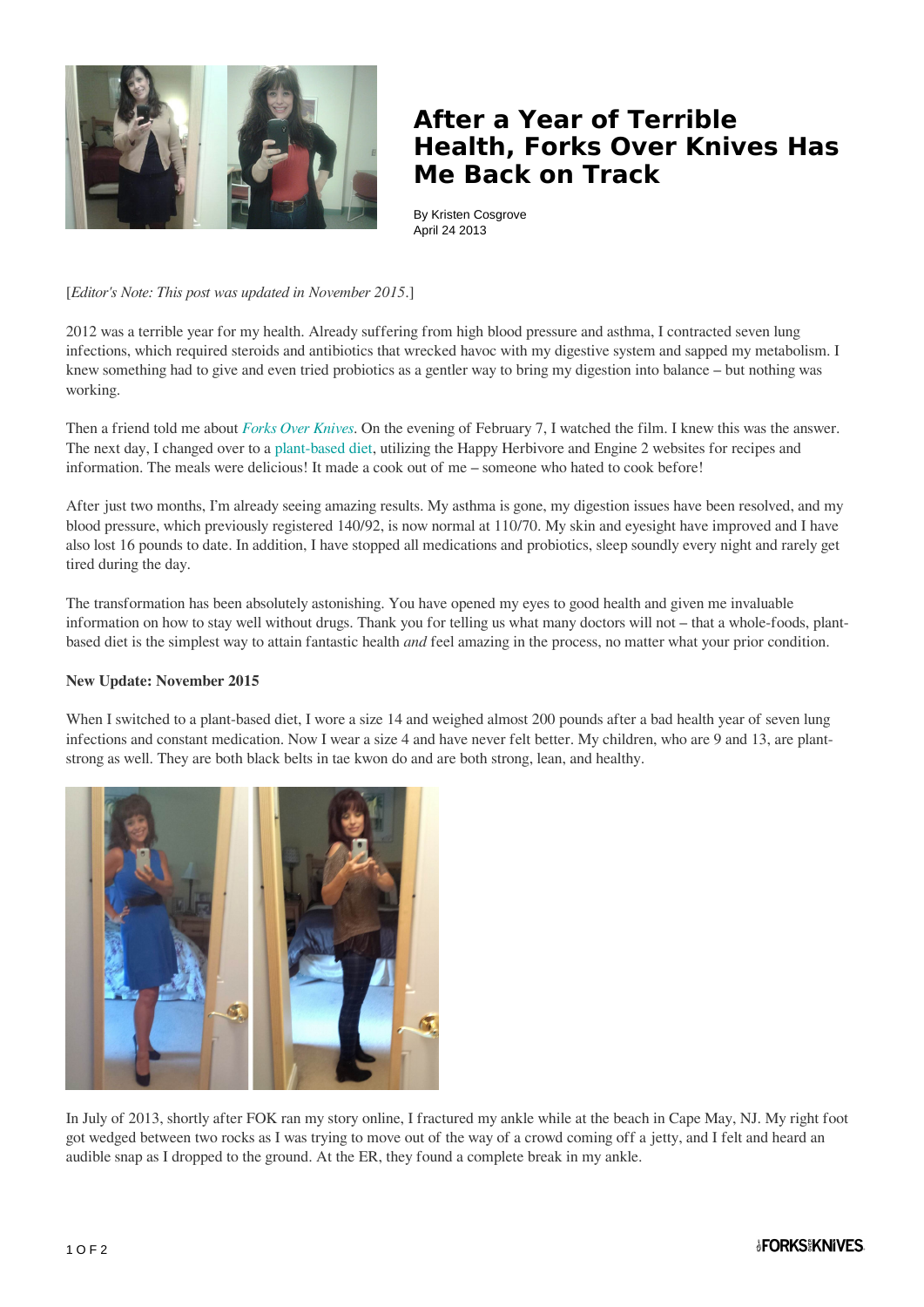# After a Year of Terrible Health, Forks Over Knives Has Me Back on Track

By Kristen Cosgrove
April 24 2013

[*Editor's Note: This post was updated in November 2015.*]

2012 was a terrible year for my health. Already suffering from high blood pressure and asthma, I contracted seven lung infections, which required steroids and antibiotics that wrecked havoc with my digestive system and sapped my metabolism. I knew something had to give and even tried probiotics as a gentler way to bring my digestion into balance – but nothing was working.

Then a friend told me about *Forks Over Knives*. On the evening of February 7, I watched the film. I knew this was the answer. The next day, I changed over to a plant-based diet, utilizing the Happy Herbivore and Engine 2 websites for recipes and information. The meals were delicious! It made a cook out of me – someone who hated to cook before!

After just two months, I'm already seeing amazing results. My asthma is gone, my digestion issues have been resolved, and my blood pressure, which previously registered 140/92, is now normal at 110/70. My skin and eyesight have improved and I have also lost 16 pounds to date. In addition, I have stopped all medications and probiotics, sleep soundly every night and rarely get tired during the day.

The transformation has been absolutely astonishing. You have opened my eyes to good health and given me invaluable information on how to stay well without drugs. Thank you for telling us what many doctors will not – that a whole-foods, plant-based diet is the simplest way to attain fantastic health *and* feel amazing in the process, no matter what your prior condition.

**New Update: November 2015**

When I switched to a plant-based diet, I wore a size 14 and weighed almost 200 pounds after a bad health year of seven lung infections and constant medication. Now I wear a size 4 and have never felt better. My children, who are 9 and 13, are plant-strong as well. They are both black belts in tae kwon do and are both strong, lean, and healthy.

In July of 2013, shortly after FOK ran my story online, I fractured my ankle while at the beach in Cape May, NJ. My right foot got wedged between two rocks as I was trying to move out of the way of a crowd coming off a jetty, and I felt and heard an audible snap as I dropped to the ground. At the ER, they found a complete break in my ankle.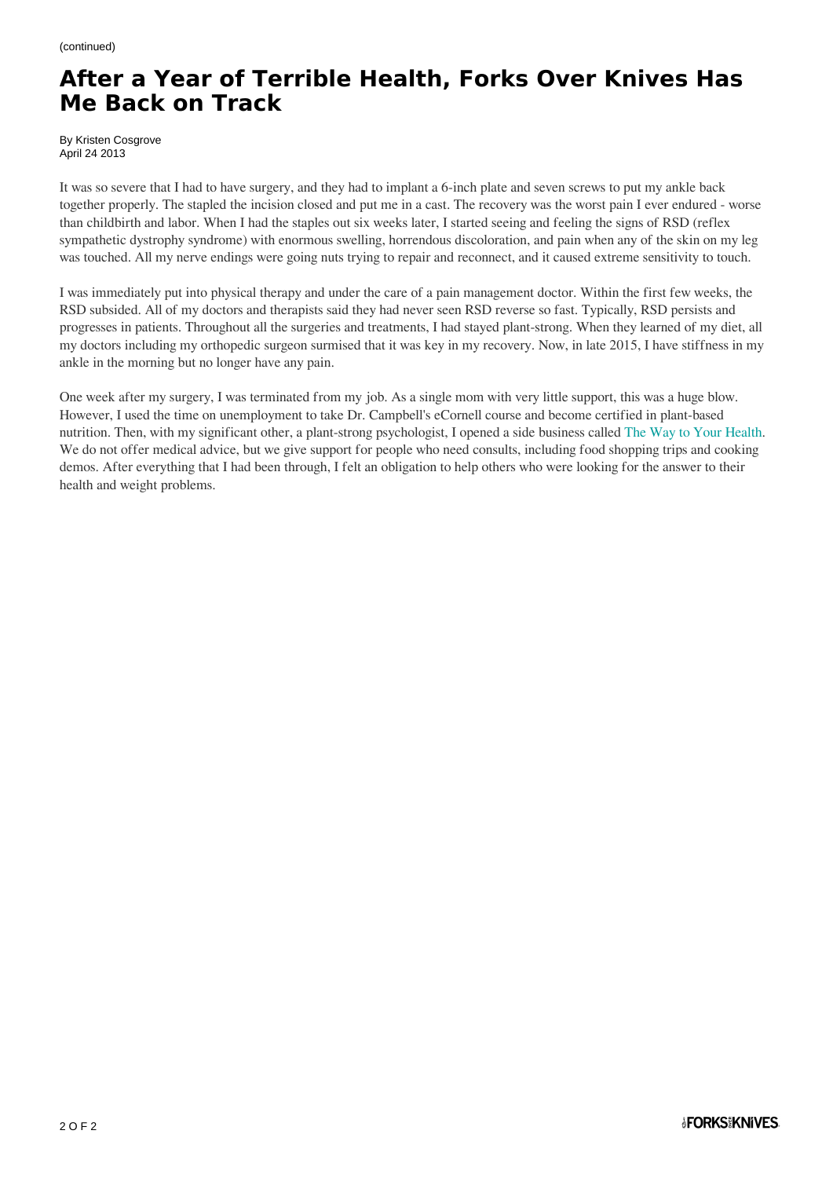(continued)

# After a Year of Terrible Health, Forks Over Knives Has Me Back on Track

By Kristen Cosgrove
April 24 2013

It was so severe that I had to have surgery, and they had to implant a 6-inch plate and seven screws to put my ankle back together properly. The stapled the incision closed and put me in a cast. The recovery was the worst pain I ever endured - worse than childbirth and labor. When I had the staples out six weeks later, I started seeing and feeling the signs of RSD (reflex sympathetic dystrophy syndrome) with enormous swelling, horrendous discoloration, and pain when any of the skin on my leg was touched. All my nerve endings were going nuts trying to repair and reconnect, and it caused extreme sensitivity to touch.

I was immediately put into physical therapy and under the care of a pain management doctor. Within the first few weeks, the RSD subsided. All of my doctors and therapists said they had never seen RSD reverse so fast. Typically, RSD persists and progresses in patients. Throughout all the surgeries and treatments, I had stayed plant-strong. When they learned of my diet, all my doctors including my orthopedic surgeon surmised that it was key in my recovery. Now, in late 2015, I have stiffness in my ankle in the morning but no longer have any pain.

One week after my surgery, I was terminated from my job. As a single mom with very little support, this was a huge blow. However, I used the time on unemployment to take Dr. Campbell's eCornell course and become certified in plant-based nutrition. Then, with my significant other, a plant-strong psychologist, I opened a side business called The Way to Your Health. We do not offer medical advice, but we give support for people who need consults, including food shopping trips and cooking demos. After everything that I had been through, I felt an obligation to help others who were looking for the answer to their health and weight problems.